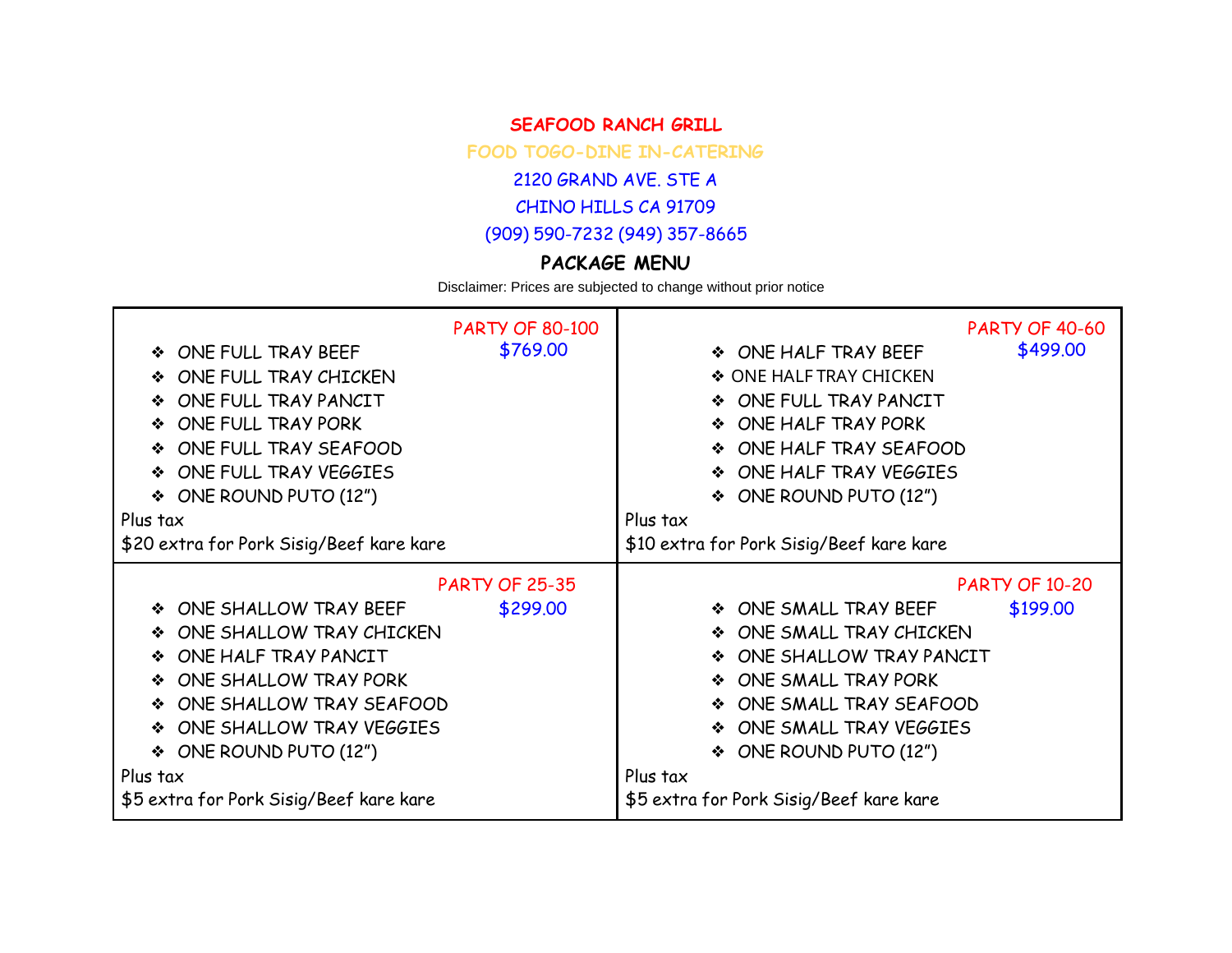# SEAFOOD RANCH GRILL

FOOD TOGO-DINE IN-CATERING

2120 GRAND AVE. STE A

CHINO HILLS CA 91709

(909) 590-7232 (949) 357-8665

## PACKAGE MENU

Disclaimer: Prices are subjected to change without prior notice

### PARTY OF 80-100 — $769.00

- ONE FULL TRAY BEEF
- ONE FULL TRAY CHICKEN
- ONE FULL TRAY PANCIT
- ONE FULL TRAY PORK
- ONE FULL TRAY SEAFOOD
- ONE FULL TRAY VEGGIES
- ONE ROUND PUTO (12")

Plus tax

$20 extra for Pork Sisig/Beef kare kare

### PARTY OF 40-60 — $499.00

- ONE HALF TRAY BEEF
- ONE HALF TRAY CHICKEN
- ONE FULL TRAY PANCIT
- ONE HALF TRAY PORK
- ONE HALF TRAY SEAFOOD
- ONE HALF TRAY VEGGIES
- ONE ROUND PUTO (12")

Plus tax

$10 extra for Pork Sisig/Beef kare kare

### PARTY OF 25-35 — $299.00

- ONE SHALLOW TRAY BEEF
- ONE SHALLOW TRAY CHICKEN
- ONE HALF TRAY PANCIT
- ONE SHALLOW TRAY PORK
- ONE SHALLOW TRAY SEAFOOD
- ONE SHALLOW TRAY VEGGIES
- ONE ROUND PUTO (12")

Plus tax

$5 extra for Pork Sisig/Beef kare kare

### PARTY OF 10-20 — $199.00

- ONE SMALL TRAY BEEF
- ONE SMALL TRAY CHICKEN
- ONE SHALLOW TRAY PANCIT
- ONE SMALL TRAY PORK
- ONE SMALL TRAY SEAFOOD
- ONE SMALL TRAY VEGGIES
- ONE ROUND PUTO (12")

Plus tax

$5 extra for Pork Sisig/Beef kare kare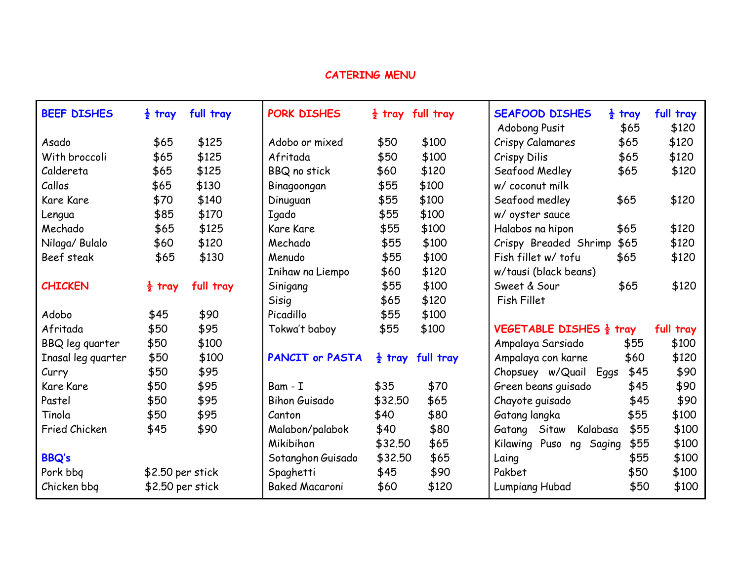# CATERING MENU

## BEEF DISHES

| BEEF DISHES | ½ tray | full tray |
|---|---|---|
| Asado | $65 | $125 |
| With broccoli | $65 | $125 |
| Caldereta | $65 | $125 |
| Callos | $65 | $130 |
| Kare Kare | $70 | $140 |
| Lengua | $85 | $170 |
| Mechado | $65 | $125 |
| Nilaga/ Bulalo | $60 | $120 |
| Beef steak | $65 | $130 |

## CHICKEN

| CHICKEN | ½ tray | full tray |
|---|---|---|
| Adobo | $45 | $90 |
| Afritada | $50 | $95 |
| BBQ leg quarter | $50 | $100 |
| Inasal leg quarter | $50 | $100 |
| Curry | $50 | $95 |
| Kare Kare | $50 | $95 |
| Pastel | $50 | $95 |
| Tinola | $50 | $95 |
| Fried Chicken | $45 | $90 |

## BBQ's

| BBQ's | |
|---|---|
| Pork bbq | $2.50 per stick |
| Chicken bbq | $2.50 per stick |

## PORK DISHES

| PORK DISHES | ½ tray | full tray |
|---|---|---|
| Adobo or mixed | $50 | $100 |
| Afritada | $50 | $100 |
| BBQ no stick | $60 | $120 |
| Binagoongan | $55 | $100 |
| Dinuguan | $55 | $100 |
| Igado | $55 | $100 |
| Kare Kare | $55 | $100 |
| Mechado | $55 | $100 |
| Menudo | $55 | $100 |
| Inihaw na Liempo | $60 | $120 |
| Sinigang | $55 | $100 |
| Sisig | $65 | $120 |
| Picadillo | $55 | $100 |
| Tokwa't baboy | $55 | $100 |

## PANCIT or PASTA

| PANCIT or PASTA | ½ tray | full tray |
|---|---|---|
| Bam - I | $35 | $70 |
| Bihon Guisado | $32.50 | $65 |
| Canton | $40 | $80 |
| Malabon/palabok | $40 | $80 |
| Mikibihon | $32.50 | $65 |
| Sotanghon Guisado | $32.50 | $65 |
| Spaghetti | $45 | $90 |
| Baked Macaroni | $60 | $120 |

## SEAFOOD DISHES

| SEAFOOD DISHES | ½ tray | full tray |
|---|---|---|
| Adobong Pusit | $65 | $120 |
| Crispy Calamares | $65 | $120 |
| Crispy Dilis | $65 | $120 |
| Seafood Medley w/ coconut milk | $65 | $120 |
| Seafood medley w/ oyster sauce | $65 | $120 |
| Halabos na hipon | $65 | $120 |
| Crispy Breaded Shrimp | $65 | $120 |
| Fish fillet w/ tofu w/tausi (black beans) | $65 | $120 |
| Sweet & Sour Fish Fillet | $65 | $120 |

## VEGETABLE DISHES

| VEGETABLE DISHES | ½ tray | full tray |
|---|---|---|
| Ampalaya Sarsiado | $55 | $100 |
| Ampalaya con karne | $60 | $120 |
| Chopsuey w/Quail Eggs | $45 | $90 |
| Green beans guisado | $45 | $90 |
| Chayote guisado | $45 | $90 |
| Gatang langka | $55 | $100 |
| Gatang Sitaw Kalabasa | $55 | $100 |
| Kilawing Puso ng Saging | $55 | $100 |
| Laing | $55 | $100 |
| Pakbet | $50 | $100 |
| Lumpiang Hubad | $50 | $100 |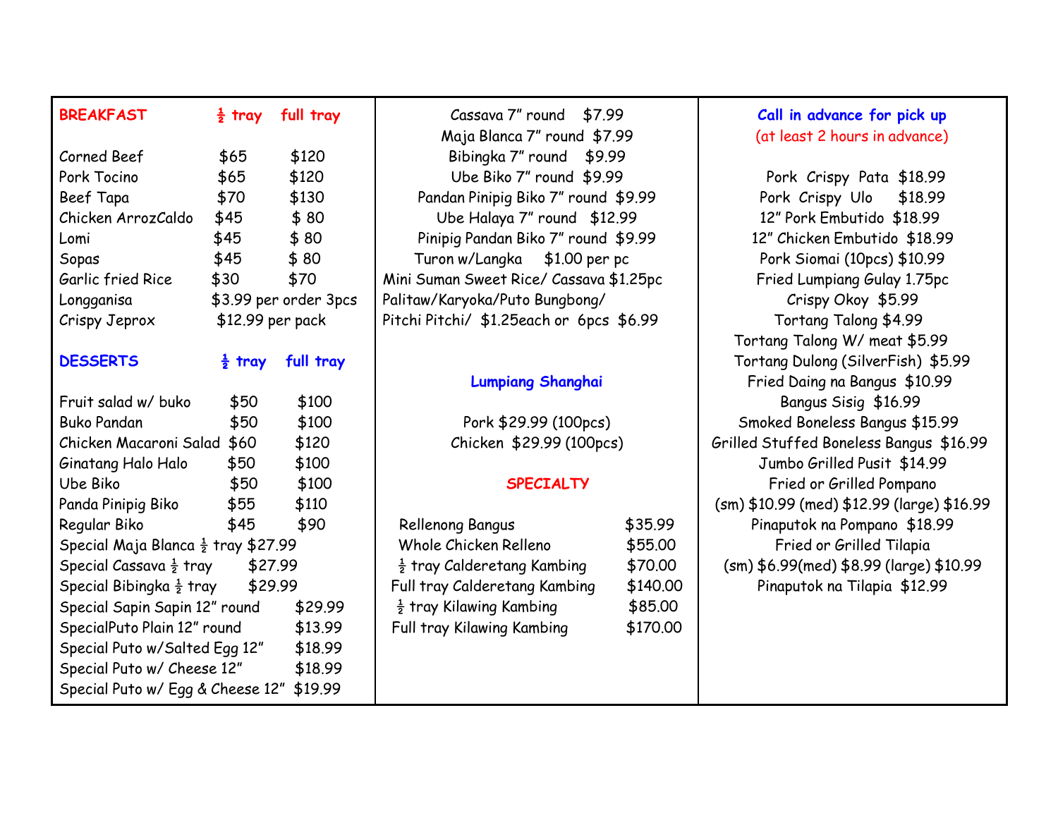## BREAKFAST

| BREAKFAST | ½ tray | full tray |
|---|---|---|
| Corned Beef | $65 | $120 |
| Pork Tocino | $65 | $120 |
| Beef Tapa | $70 | $130 |
| Chicken ArrozCaldo | $45 | $ 80 |
| Lomi | $45 | $ 80 |
| Sopas | $45 | $ 80 |
| Garlic fried Rice | $30 | $70 |
| Longganisa | $3.99 per order 3pcs | |
| Crispy Jeprox | $12.99 per pack | |

## DESSERTS

| DESSERTS | ½ tray | full tray |
|---|---|---|
| Fruit salad w/ buko | $50 | $100 |
| Buko Pandan | $50 | $100 |
| Chicken Macaroni Salad | $60 | $120 |
| Ginatang Halo Halo | $50 | $100 |
| Ube Biko | $50 | $100 |
| Panda Pinipig Biko | $55 | $110 |
| Regular Biko | $45 | $90 |

Special Maja Blanca ½ tray $27.99
Special Cassava ½ tray $27.99
Special Bibingka ½ tray $29.99
Special Sapin Sapin 12" round $29.99
SpecialPuto Plain 12" round $13.99
Special Puto w/Salted Egg 12" $18.99
Special Puto w/ Cheese 12" $18.99
Special Puto w/ Egg & Cheese 12" $19.99

Cassava 7" round $7.99
Maja Blanca 7" round $7.99
Bibingka 7" round $9.99
Ube Biko 7" round $9.99
Pandan Pinipig Biko 7" round $9.99
Ube Halaya 7" round $12.99
Pinipig Pandan Biko 7" round $9.99
Turon w/Langka $1.00 per pc
Mini Suman Sweet Rice/ Cassava $1.25pc
Palitaw/Karyoka/Puto Bungbong/
Pitchi Pitchi/ $1.25each or 6pcs $6.99

## Lumpiang Shanghai

Pork $29.99 (100pcs)
Chicken $29.99 (100pcs)

## SPECIALTY

| | |
|---|---|
| Rellenong Bangus | $35.99 |
| Whole Chicken Relleno | $55.00 |
| ½ tray Calderetang Kambing | $70.00 |
| Full tray Calderetang Kambing | $140.00 |
| ½ tray Kilawing Kambing | $85.00 |
| Full tray Kilawing Kambing | $170.00 |

## Call in advance for pick up
(at least 2 hours in advance)

Pork Crispy Pata $18.99
Pork Crispy Ulo $18.99
12" Pork Embutido $18.99
12" Chicken Embutido $18.99
Pork Siomai (10pcs) $10.99
Fried Lumpiang Gulay 1.75pc
Crispy Okoy $5.99
Tortang Talong $4.99
Tortang Talong W/ meat $5.99
Tortang Dulong (SilverFish) $5.99
Fried Daing na Bangus $10.99
Bangus Sisig $16.99
Smoked Boneless Bangus $15.99
Grilled Stuffed Boneless Bangus $16.99
Jumbo Grilled Pusit $14.99
Fried or Grilled Pompano
(sm) $10.99 (med) $12.99 (large) $16.99
Pinaputok na Pompano $18.99
Fried or Grilled Tilapia
(sm) $6.99(med) $8.99 (large) $10.99
Pinaputok na Tilapia $12.99